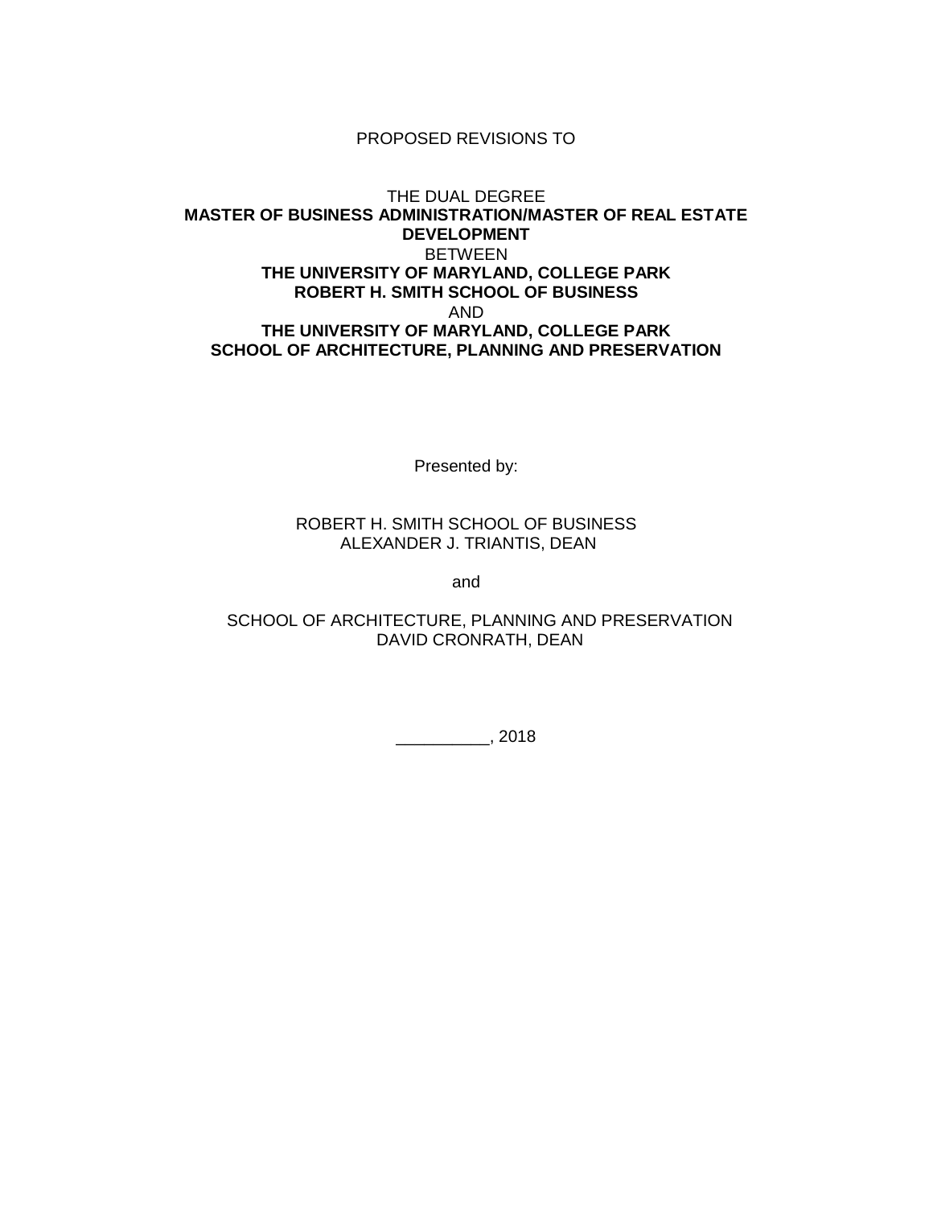PROPOSED REVISIONS TO

THE DUAL DEGREE
**MASTER OF BUSINESS ADMINISTRATION/MASTER OF REAL ESTATE DEVELOPMENT**
BETWEEN
**THE UNIVERSITY OF MARYLAND, COLLEGE PARK**
**ROBERT H. SMITH SCHOOL OF BUSINESS**
AND
**THE UNIVERSITY OF MARYLAND, COLLEGE PARK**
**SCHOOL OF ARCHITECTURE, PLANNING AND PRESERVATION**

Presented by:

ROBERT H. SMITH SCHOOL OF BUSINESS
ALEXANDER J. TRIANTIS, DEAN

and

SCHOOL OF ARCHITECTURE, PLANNING AND PRESERVATION
DAVID CRONRATH, DEAN

__________, 2018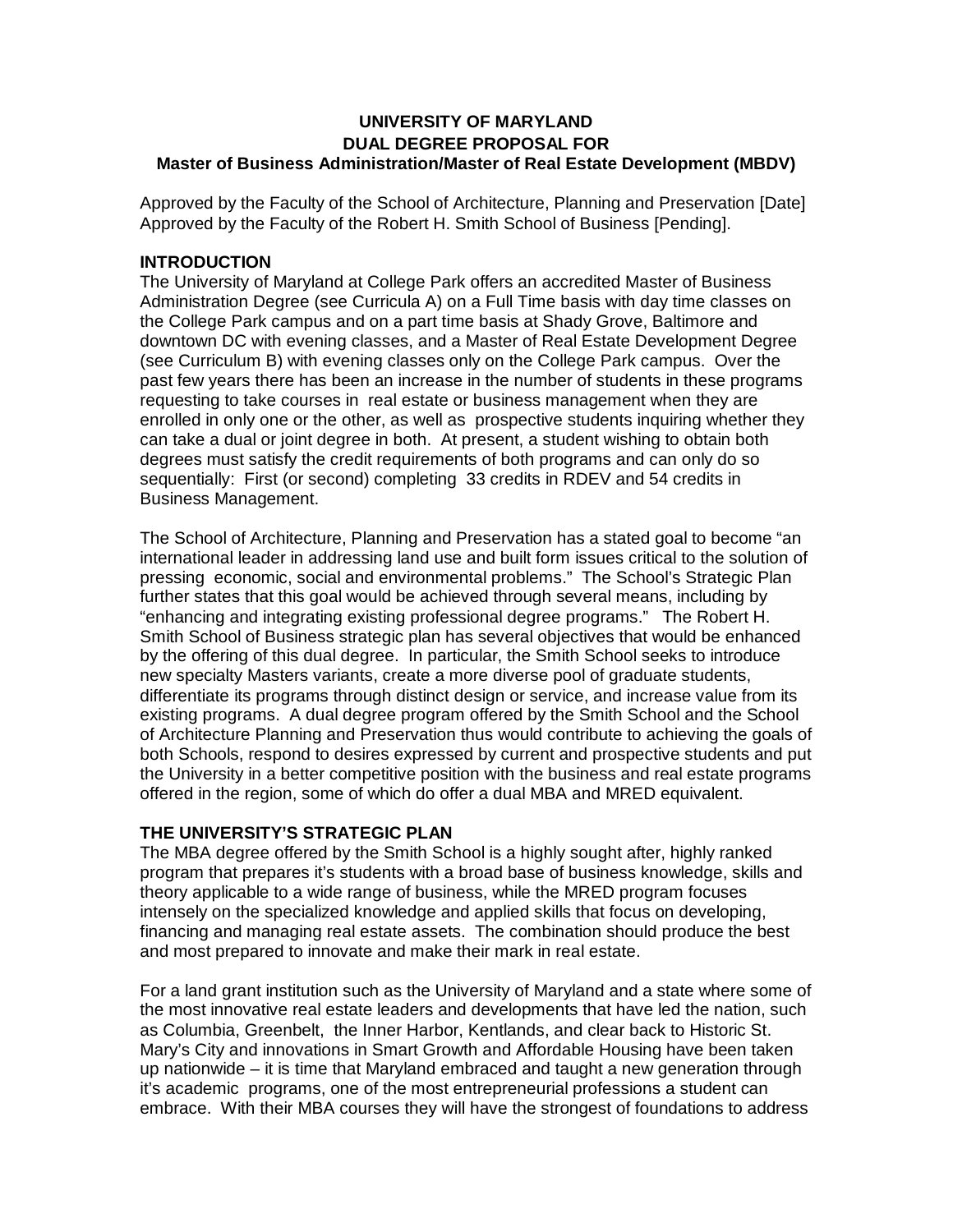# UNIVERSITY OF MARYLAND
# DUAL DEGREE PROPOSAL FOR
## Master of Business Administration/Master of Real Estate Development (MBDV)

Approved by the Faculty of the School of Architecture, Planning and Preservation [Date]
Approved by the Faculty of the Robert H. Smith School of Business [Pending].

### INTRODUCTION

The University of Maryland at College Park offers an accredited Master of Business Administration Degree (see Curricula A) on a Full Time basis with day time classes on the College Park campus and on a part time basis at Shady Grove, Baltimore and downtown DC with evening classes, and a Master of Real Estate Development Degree (see Curriculum B) with evening classes only on the College Park campus. Over the past few years there has been an increase in the number of students in these programs requesting to take courses in real estate or business management when they are enrolled in only one or the other, as well as prospective students inquiring whether they can take a dual or joint degree in both. At present, a student wishing to obtain both degrees must satisfy the credit requirements of both programs and can only do so sequentially: First (or second) completing 33 credits in RDEV and 54 credits in Business Management.

The School of Architecture, Planning and Preservation has a stated goal to become "an international leader in addressing land use and built form issues critical to the solution of pressing economic, social and environmental problems." The School's Strategic Plan further states that this goal would be achieved through several means, including by "enhancing and integrating existing professional degree programs." The Robert H. Smith School of Business strategic plan has several objectives that would be enhanced by the offering of this dual degree. In particular, the Smith School seeks to introduce new specialty Masters variants, create a more diverse pool of graduate students, differentiate its programs through distinct design or service, and increase value from its existing programs. A dual degree program offered by the Smith School and the School of Architecture Planning and Preservation thus would contribute to achieving the goals of both Schools, respond to desires expressed by current and prospective students and put the University in a better competitive position with the business and real estate programs offered in the region, some of which do offer a dual MBA and MRED equivalent.

### THE UNIVERSITY'S STRATEGIC PLAN

The MBA degree offered by the Smith School is a highly sought after, highly ranked program that prepares it's students with a broad base of business knowledge, skills and theory applicable to a wide range of business, while the MRED program focuses intensely on the specialized knowledge and applied skills that focus on developing, financing and managing real estate assets. The combination should produce the best and most prepared to innovate and make their mark in real estate.

For a land grant institution such as the University of Maryland and a state where some of the most innovative real estate leaders and developments that have led the nation, such as Columbia, Greenbelt, the Inner Harbor, Kentlands, and clear back to Historic St. Mary's City and innovations in Smart Growth and Affordable Housing have been taken up nationwide – it is time that Maryland embraced and taught a new generation through it's academic programs, one of the most entrepreneurial professions a student can embrace. With their MBA courses they will have the strongest of foundations to address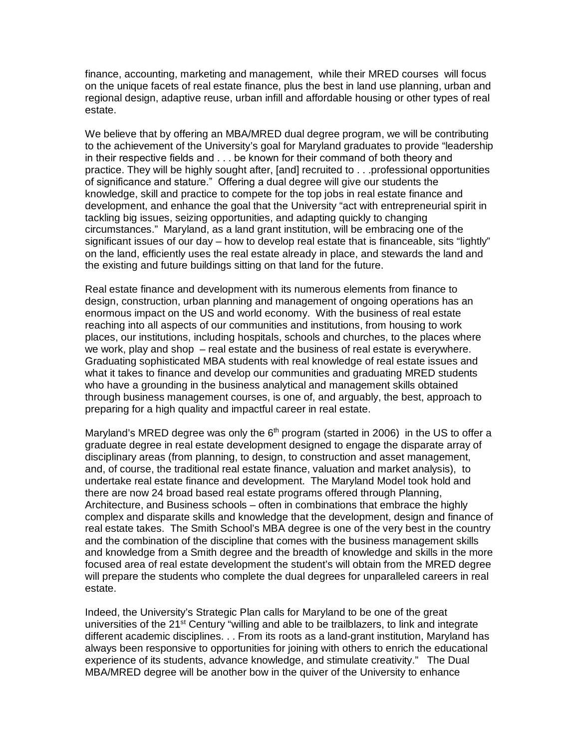finance, accounting, marketing and management, while their MRED courses will focus on the unique facets of real estate finance, plus the best in land use planning, urban and regional design, adaptive reuse, urban infill and affordable housing or other types of real estate.

We believe that by offering an MBA/MRED dual degree program, we will be contributing to the achievement of the University's goal for Maryland graduates to provide "leadership in their respective fields and . . . be known for their command of both theory and practice. They will be highly sought after, [and] recruited to . . .professional opportunities of significance and stature." Offering a dual degree will give our students the knowledge, skill and practice to compete for the top jobs in real estate finance and development, and enhance the goal that the University "act with entrepreneurial spirit in tackling big issues, seizing opportunities, and adapting quickly to changing circumstances." Maryland, as a land grant institution, will be embracing one of the significant issues of our day – how to develop real estate that is financeable, sits "lightly" on the land, efficiently uses the real estate already in place, and stewards the land and the existing and future buildings sitting on that land for the future.

Real estate finance and development with its numerous elements from finance to design, construction, urban planning and management of ongoing operations has an enormous impact on the US and world economy. With the business of real estate reaching into all aspects of our communities and institutions, from housing to work places, our institutions, including hospitals, schools and churches, to the places where we work, play and shop – real estate and the business of real estate is everywhere. Graduating sophisticated MBA students with real knowledge of real estate issues and what it takes to finance and develop our communities and graduating MRED students who have a grounding in the business analytical and management skills obtained through business management courses, is one of, and arguably, the best, approach to preparing for a high quality and impactful career in real estate.

Maryland's MRED degree was only the 6th program (started in 2006) in the US to offer a graduate degree in real estate development designed to engage the disparate array of disciplinary areas (from planning, to design, to construction and asset management, and, of course, the traditional real estate finance, valuation and market analysis), to undertake real estate finance and development. The Maryland Model took hold and there are now 24 broad based real estate programs offered through Planning, Architecture, and Business schools – often in combinations that embrace the highly complex and disparate skills and knowledge that the development, design and finance of real estate takes. The Smith School's MBA degree is one of the very best in the country and the combination of the discipline that comes with the business management skills and knowledge from a Smith degree and the breadth of knowledge and skills in the more focused area of real estate development the student's will obtain from the MRED degree will prepare the students who complete the dual degrees for unparalleled careers in real estate.

Indeed, the University's Strategic Plan calls for Maryland to be one of the great universities of the 21st Century "willing and able to be trailblazers, to link and integrate different academic disciplines. . . From its roots as a land-grant institution, Maryland has always been responsive to opportunities for joining with others to enrich the educational experience of its students, advance knowledge, and stimulate creativity." The Dual MBA/MRED degree will be another bow in the quiver of the University to enhance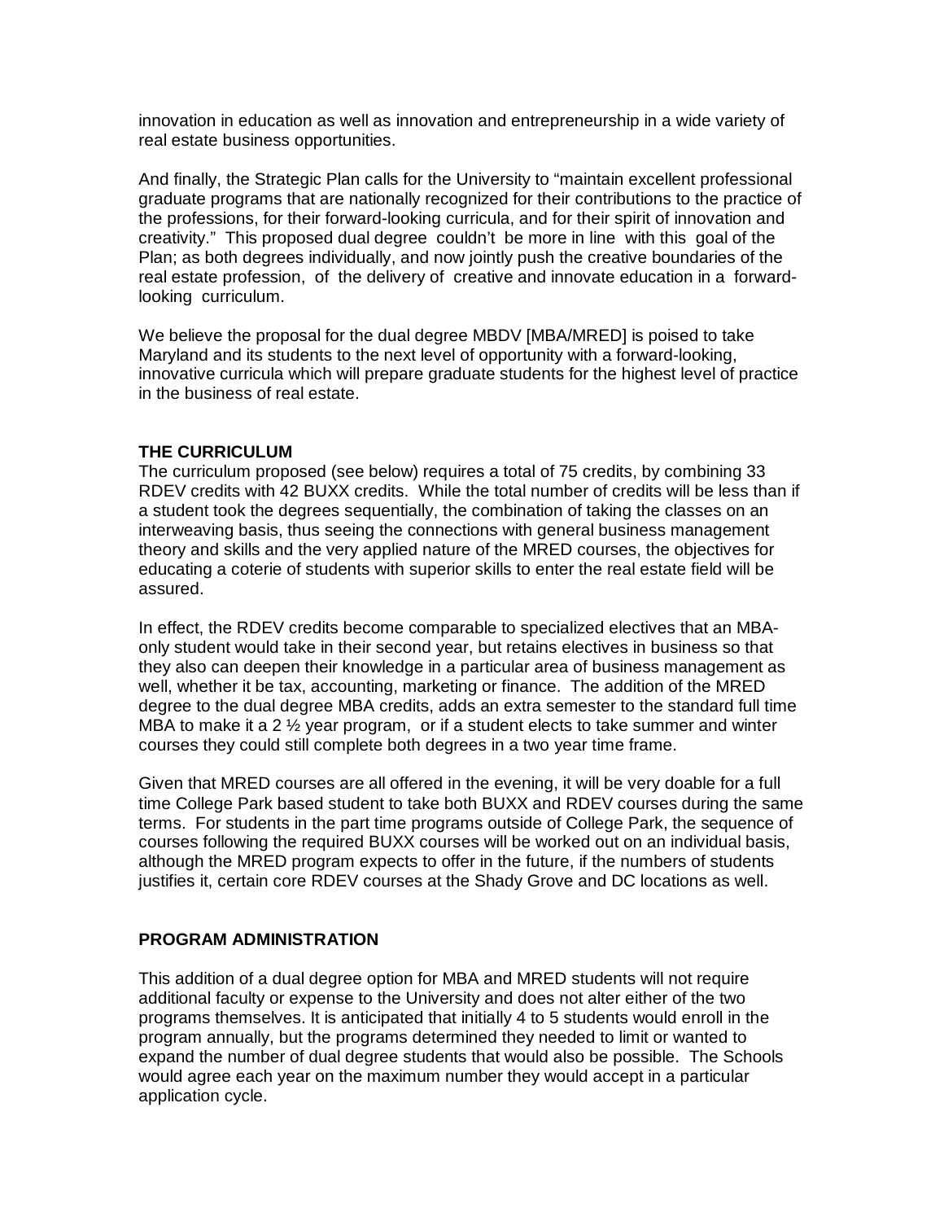innovation in education as well as innovation and entrepreneurship in a wide variety of real estate business opportunities.

And finally, the Strategic Plan calls for the University to "maintain excellent professional graduate programs that are nationally recognized for their contributions to the practice of the professions, for their forward-looking curricula, and for their spirit of innovation and creativity." This proposed dual degree couldn't be more in line with this goal of the Plan; as both degrees individually, and now jointly push the creative boundaries of the real estate profession, of the delivery of creative and innovate education in a forward-looking curriculum.

We believe the proposal for the dual degree MBDV [MBA/MRED] is poised to take Maryland and its students to the next level of opportunity with a forward-looking, innovative curricula which will prepare graduate students for the highest level of practice in the business of real estate.

**THE CURRICULUM**

The curriculum proposed (see below) requires a total of 75 credits, by combining 33 RDEV credits with 42 BUXX credits. While the total number of credits will be less than if a student took the degrees sequentially, the combination of taking the classes on an interweaving basis, thus seeing the connections with general business management theory and skills and the very applied nature of the MRED courses, the objectives for educating a coterie of students with superior skills to enter the real estate field will be assured.

In effect, the RDEV credits become comparable to specialized electives that an MBA-only student would take in their second year, but retains electives in business so that they also can deepen their knowledge in a particular area of business management as well, whether it be tax, accounting, marketing or finance. The addition of the MRED degree to the dual degree MBA credits, adds an extra semester to the standard full time MBA to make it a 2 ½ year program, or if a student elects to take summer and winter courses they could still complete both degrees in a two year time frame.

Given that MRED courses are all offered in the evening, it will be very doable for a full time College Park based student to take both BUXX and RDEV courses during the same terms. For students in the part time programs outside of College Park, the sequence of courses following the required BUXX courses will be worked out on an individual basis, although the MRED program expects to offer in the future, if the numbers of students justifies it, certain core RDEV courses at the Shady Grove and DC locations as well.

**PROGRAM ADMINISTRATION**

This addition of a dual degree option for MBA and MRED students will not require additional faculty or expense to the University and does not alter either of the two programs themselves. It is anticipated that initially 4 to 5 students would enroll in the program annually, but the programs determined they needed to limit or wanted to expand the number of dual degree students that would also be possible. The Schools would agree each year on the maximum number they would accept in a particular application cycle.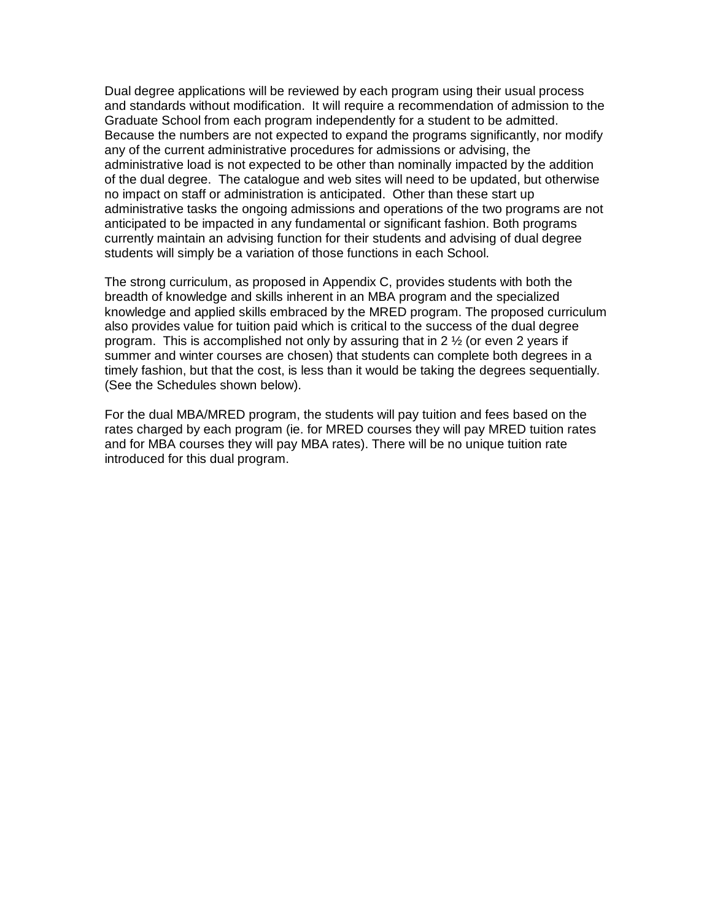Dual degree applications will be reviewed by each program using their usual process and standards without modification. It will require a recommendation of admission to the Graduate School from each program independently for a student to be admitted. Because the numbers are not expected to expand the programs significantly, nor modify any of the current administrative procedures for admissions or advising, the administrative load is not expected to be other than nominally impacted by the addition of the dual degree. The catalogue and web sites will need to be updated, but otherwise no impact on staff or administration is anticipated. Other than these start up administrative tasks the ongoing admissions and operations of the two programs are not anticipated to be impacted in any fundamental or significant fashion. Both programs currently maintain an advising function for their students and advising of dual degree students will simply be a variation of those functions in each School.

The strong curriculum, as proposed in Appendix C, provides students with both the breadth of knowledge and skills inherent in an MBA program and the specialized knowledge and applied skills embraced by the MRED program. The proposed curriculum also provides value for tuition paid which is critical to the success of the dual degree program. This is accomplished not only by assuring that in 2 ½ (or even 2 years if summer and winter courses are chosen) that students can complete both degrees in a timely fashion, but that the cost, is less than it would be taking the degrees sequentially. (See the Schedules shown below).

For the dual MBA/MRED program, the students will pay tuition and fees based on the rates charged by each program (ie. for MRED courses they will pay MRED tuition rates and for MBA courses they will pay MBA rates). There will be no unique tuition rate introduced for this dual program.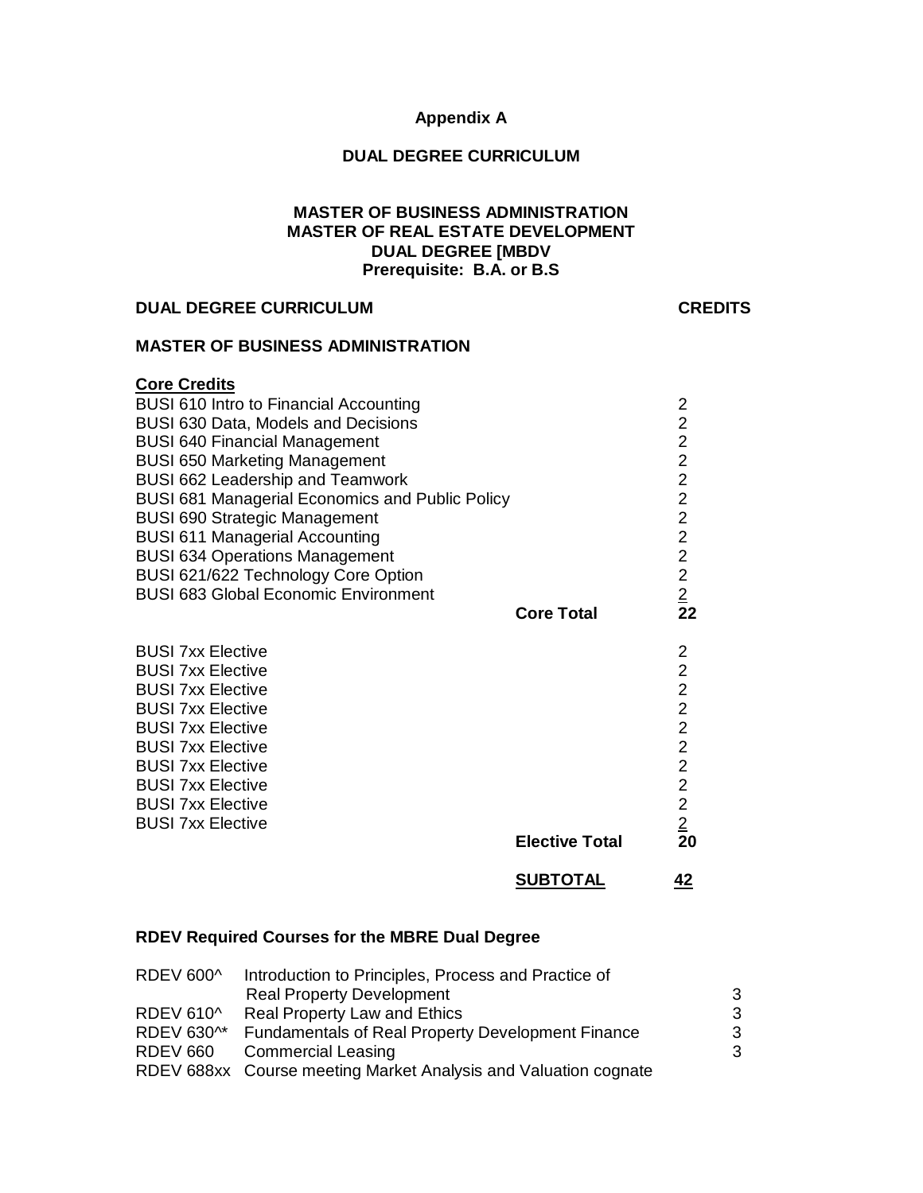**Appendix A**

**DUAL DEGREE CURRICULUM**

**MASTER OF BUSINESS ADMINISTRATION**
**MASTER OF REAL ESTATE DEVELOPMENT**
**DUAL DEGREE [MBDV**
**Prerequisite: B.A. or B.S**

| **DUAL DEGREE CURRICULUM** | | **CREDITS** |
|---|---|---|
| **MASTER OF BUSINESS ADMINISTRATION** | | |
| **Core Credits** | | |
| BUSI 610 Intro to Financial Accounting | | 2 |
| BUSI 630 Data, Models and Decisions | | 2 |
| BUSI 640 Financial Management | | 2 |
| BUSI 650 Marketing Management | | 2 |
| BUSI 662 Leadership and Teamwork | | 2 |
| BUSI 681 Managerial Economics and Public Policy | | 2 |
| BUSI 690 Strategic Management | | 2 |
| BUSI 611 Managerial Accounting | | 2 |
| BUSI 634 Operations Management | | 2 |
| BUSI 621/622 Technology Core Option | | 2 |
| BUSI 683 Global Economic Environment | | 2 |
| | **Core Total** | **22** |
| BUSI 7xx Elective | | 2 |
| BUSI 7xx Elective | | 2 |
| BUSI 7xx Elective | | 2 |
| BUSI 7xx Elective | | 2 |
| BUSI 7xx Elective | | 2 |
| BUSI 7xx Elective | | 2 |
| BUSI 7xx Elective | | 2 |
| BUSI 7xx Elective | | 2 |
| BUSI 7xx Elective | | 2 |
| BUSI 7xx Elective | | 2 |
| | **Elective Total** | **20** |
| | **SUBTOTAL** | **42** |

**RDEV Required Courses for the MBRE Dual Degree**

| Course | Title | Credits |
|---|---|---|
| RDEV 600^ | Introduction to Principles, Process and Practice of Real Property Development | 3 |
| RDEV 610^ | Real Property Law and Ethics | 3 |
| RDEV 630^* | Fundamentals of Real Property Development Finance | 3 |
| RDEV 660 | Commercial Leasing | 3 |
| RDEV 688xx | Course meeting Market Analysis and Valuation cognate | |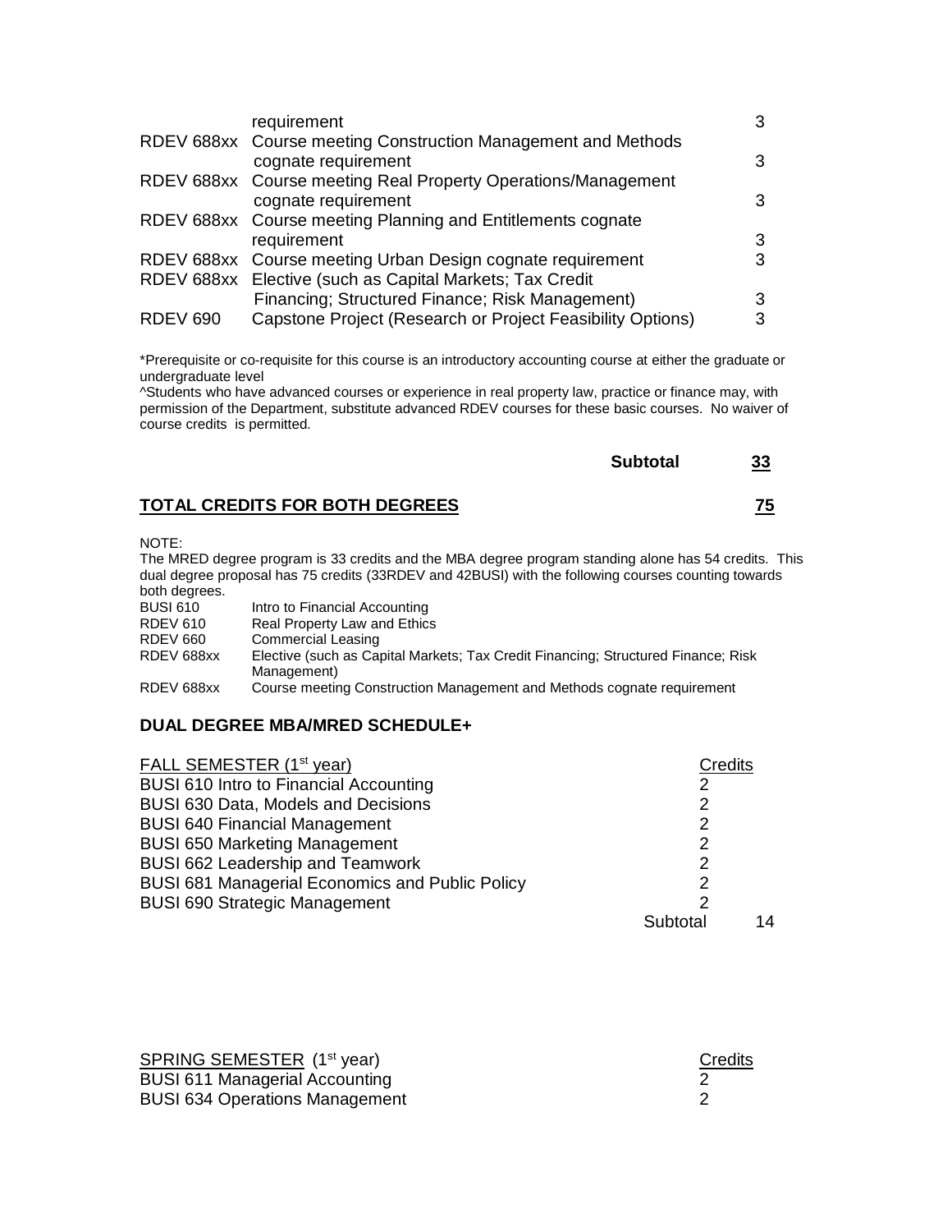| | | |
|---|---|---|
| | requirement | 3 |
| RDEV 688xx | Course meeting Construction Management and Methods cognate requirement | 3 |
| RDEV 688xx | Course meeting Real Property Operations/Management cognate requirement | 3 |
| RDEV 688xx | Course meeting Planning and Entitlements cognate requirement | 3 |
| RDEV 688xx | Course meeting Urban Design cognate requirement | 3 |
| RDEV 688xx | Elective (such as Capital Markets; Tax Credit Financing; Structured Finance; Risk Management) | 3 |
| RDEV 690 | Capstone Project (Research or Project Feasibility Options) | 3 |

*Prerequisite or co-requisite for this course is an introductory accounting course at either the graduate or undergraduate level

^Students who have advanced courses or experience in real property law, practice or finance may, with permission of the Department, substitute advanced RDEV courses for these basic courses. No waiver of course credits is permitted.

**Subtotal** <u>**33**</u>

**<u>TOTAL CREDITS FOR BOTH DEGREES</u>** <u>**75**</u>

NOTE:
The MRED degree program is 33 credits and the MBA degree program standing alone has 54 credits. This dual degree proposal has 75 credits (33RDEV and 42BUSI) with the following courses counting towards both degrees.

| | |
|---|---|
| BUSI 610 | Intro to Financial Accounting |
| RDEV 610 | Real Property Law and Ethics |
| RDEV 660 | Commercial Leasing |
| RDEV 688xx | Elective (such as Capital Markets; Tax Credit Financing; Structured Finance; Risk Management) |
| RDEV 688xx | Course meeting Construction Management and Methods cognate requirement |

## DUAL DEGREE MBA/MRED SCHEDULE+

| <u>FALL SEMESTER (1st year)</u> | <u>Credits</u> | |
|---|---|---|
| BUSI 610 Intro to Financial Accounting | 2 | |
| BUSI 630 Data, Models and Decisions | 2 | |
| BUSI 640 Financial Management | 2 | |
| BUSI 650 Marketing Management | 2 | |
| BUSI 662 Leadership and Teamwork | 2 | |
| BUSI 681 Managerial Economics and Public Policy | 2 | |
| BUSI 690 Strategic Management | 2 | |
| | Subtotal | 14 |

| <u>SPRING SEMESTER</u> (1st year) | <u>Credits</u> |
|---|---|
| BUSI 611 Managerial Accounting | 2 |
| BUSI 634 Operations Management | 2 |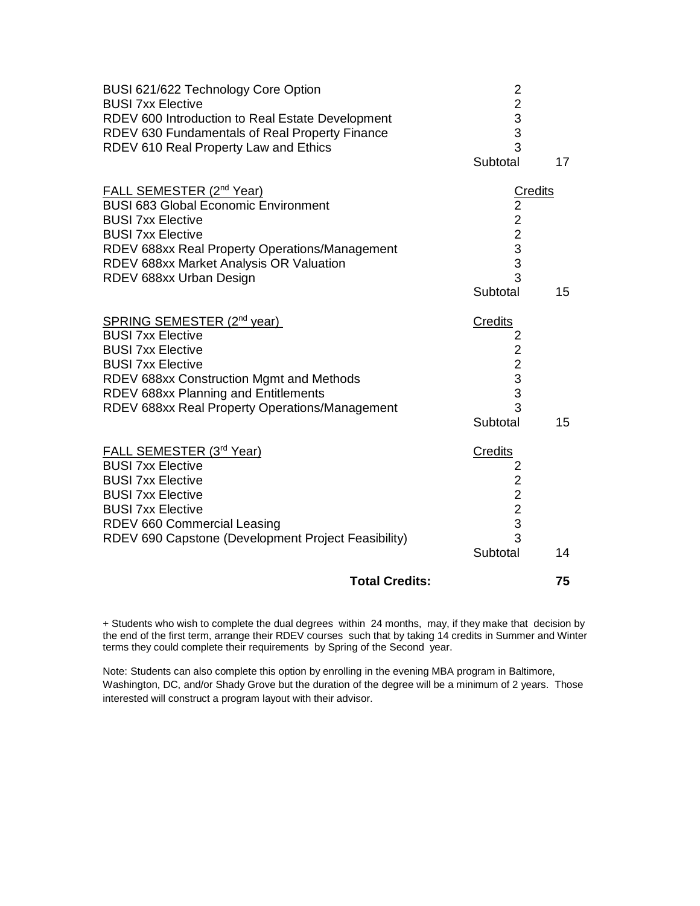| | Credits | |
|---|---|---|
| BUSI 621/622 Technology Core Option | 2 | |
| BUSI 7xx Elective | 2 | |
| RDEV 600 Introduction to Real Estate Development | 3 | |
| RDEV 630 Fundamentals of Real Property Finance | 3 | |
| RDEV 610 Real Property Law and Ethics | 3 | |
| | Subtotal | 17 |

| FALL SEMESTER (2nd Year) | Credits | |
|---|---|---|
| BUSI 683 Global Economic Environment | 2 | |
| BUSI 7xx Elective | 2 | |
| BUSI 7xx Elective | 2 | |
| RDEV 688xx Real Property Operations/Management | 3 | |
| RDEV 688xx Market Analysis OR Valuation | 3 | |
| RDEV 688xx Urban Design | 3 | |
| | Subtotal | 15 |

| SPRING SEMESTER (2nd year) | Credits | |
|---|---|---|
| BUSI 7xx Elective | 2 | |
| BUSI 7xx Elective | 2 | |
| BUSI 7xx Elective | 2 | |
| RDEV 688xx Construction Mgmt and Methods | 3 | |
| RDEV 688xx Planning and Entitlements | 3 | |
| RDEV 688xx Real Property Operations/Management | 3 | |
| | Subtotal | 15 |

| FALL SEMESTER (3rd Year) | Credits | |
|---|---|---|
| BUSI 7xx Elective | 2 | |
| BUSI 7xx Elective | 2 | |
| BUSI 7xx Elective | 2 | |
| BUSI 7xx Elective | 2 | |
| RDEV 660 Commercial Leasing | 3 | |
| RDEV 690 Capstone (Development Project Feasibility) | 3 | |
| | Subtotal | 14 |

**Total Credits: 75**

+ Students who wish to complete the dual degrees within 24 months, may, if they make that decision by the end of the first term, arrange their RDEV courses such that by taking 14 credits in Summer and Winter terms they could complete their requirements by Spring of the Second year.

Note: Students can also complete this option by enrolling in the evening MBA program in Baltimore, Washington, DC, and/or Shady Grove but the duration of the degree will be a minimum of 2 years. Those interested will construct a program layout with their advisor.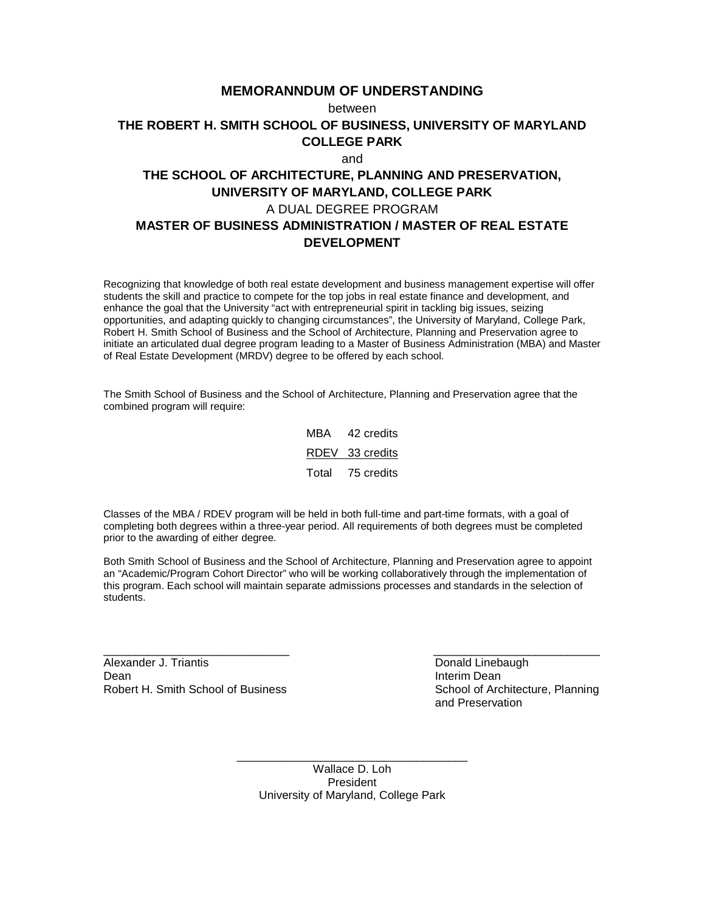# MEMORANNDUM OF UNDERSTANDING

between

**THE ROBERT H. SMITH SCHOOL OF BUSINESS, UNIVERSITY OF MARYLAND COLLEGE PARK**

and

**THE SCHOOL OF ARCHITECTURE, PLANNING AND PRESERVATION, UNIVERSITY OF MARYLAND, COLLEGE PARK**

A DUAL DEGREE PROGRAM

**MASTER OF BUSINESS ADMINISTRATION / MASTER OF REAL ESTATE DEVELOPMENT**

Recognizing that knowledge of both real estate development and business management expertise will offer students the skill and practice to compete for the top jobs in real estate finance and development, and enhance the goal that the University "act with entrepreneurial spirit in tackling big issues, seizing opportunities, and adapting quickly to changing circumstances", the University of Maryland, College Park, Robert H. Smith School of Business and the School of Architecture, Planning and Preservation agree to initiate an articulated dual degree program leading to a Master of Business Administration (MBA) and Master of Real Estate Development (MRDV) degree to be offered by each school.

The Smith School of Business and the School of Architecture, Planning and Preservation agree that the combined program will require:

| | |
|---|---|
| MBA | 42 credits |
| RDEV | 33 credits |
| Total | 75 credits |

Classes of the MBA / RDEV program will be held in both full-time and part-time formats, with a goal of completing both degrees within a three-year period. All requirements of both degrees must be completed prior to the awarding of either degree.

Both Smith School of Business and the School of Architecture, Planning and Preservation agree to appoint an "Academic/Program Cohort Director" who will be working collaboratively through the implementation of this program. Each school will maintain separate admissions processes and standards in the selection of students.

\_\_\_\_\_\_\_\_\_\_\_\_\_\_\_\_\_\_\_\_\_\_\_\_\_\_\_\_\_\_
Alexander J. Triantis
Dean
Robert H. Smith School of Business

\_\_\_\_\_\_\_\_\_\_\_\_\_\_\_\_\_\_\_\_\_\_\_\_\_\_\_\_\_\_
Donald Linebaugh
Interim Dean
School of Architecture, Planning and Preservation

\_\_\_\_\_\_\_\_\_\_\_\_\_\_\_\_\_\_\_\_\_\_\_\_\_\_\_\_\_\_\_\_\_\_\_\_
Wallace D. Loh
President
University of Maryland, College Park